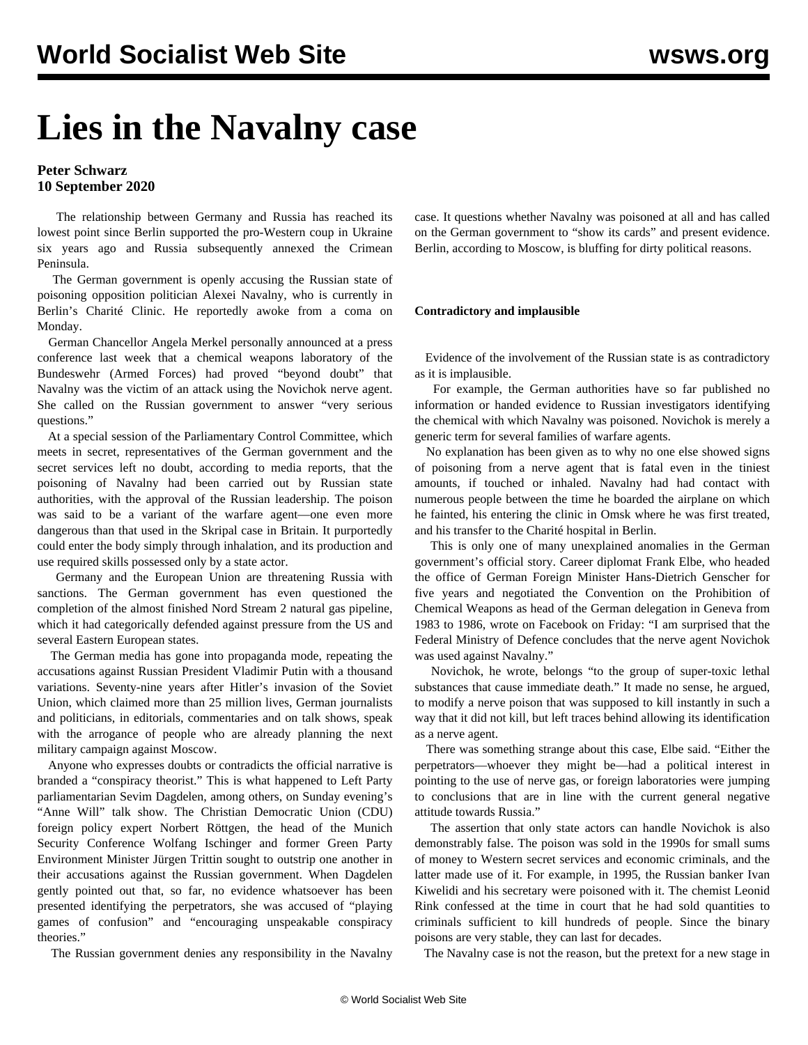# Lies in the Navalny case

**Peter Schwarz**
**10 September 2020**

The relationship between Germany and Russia has reached its lowest point since Berlin supported the pro-Western coup in Ukraine six years ago and Russia subsequently annexed the Crimean Peninsula.

The German government is openly accusing the Russian state of poisoning opposition politician Alexei Navalny, who is currently in Berlin's Charité Clinic. He reportedly awoke from a coma on Monday.

German Chancellor Angela Merkel personally announced at a press conference last week that a chemical weapons laboratory of the Bundeswehr (Armed Forces) had proved "beyond doubt" that Navalny was the victim of an attack using the Novichok nerve agent. She called on the Russian government to answer "very serious questions."

At a special session of the Parliamentary Control Committee, which meets in secret, representatives of the German government and the secret services left no doubt, according to media reports, that the poisoning of Navalny had been carried out by Russian state authorities, with the approval of the Russian leadership. The poison was said to be a variant of the warfare agent—one even more dangerous than that used in the Skripal case in Britain. It purportedly could enter the body simply through inhalation, and its production and use required skills possessed only by a state actor.

Germany and the European Union are threatening Russia with sanctions. The German government has even questioned the completion of the almost finished Nord Stream 2 natural gas pipeline, which it had categorically defended against pressure from the US and several Eastern European states.

The German media has gone into propaganda mode, repeating the accusations against Russian President Vladimir Putin with a thousand variations. Seventy-nine years after Hitler's invasion of the Soviet Union, which claimed more than 25 million lives, German journalists and politicians, in editorials, commentaries and on talk shows, speak with the arrogance of people who are already planning the next military campaign against Moscow.

Anyone who expresses doubts or contradicts the official narrative is branded a "conspiracy theorist." This is what happened to Left Party parliamentarian Sevim Dagdelen, among others, on Sunday evening's "Anne Will" talk show. The Christian Democratic Union (CDU) foreign policy expert Norbert Röttgen, the head of the Munich Security Conference Wolfgang Ischinger and former Green Party Environment Minister Jürgen Trittin sought to outstrip one another in their accusations against the Russian government. When Dagdelen gently pointed out that, so far, no evidence whatsoever has been presented identifying the perpetrators, she was accused of "playing games of confusion" and "encouraging unspeakable conspiracy theories."

The Russian government denies any responsibility in the Navalny case. It questions whether Navalny was poisoned at all and has called on the German government to "show its cards" and present evidence. Berlin, according to Moscow, is bluffing for dirty political reasons.

**Contradictory and implausible**

Evidence of the involvement of the Russian state is as contradictory as it is implausible.

For example, the German authorities have so far published no information or handed evidence to Russian investigators identifying the chemical with which Navalny was poisoned. Novichok is merely a generic term for several families of warfare agents.

No explanation has been given as to why no one else showed signs of poisoning from a nerve agent that is fatal even in the tiniest amounts, if touched or inhaled. Navalny had had contact with numerous people between the time he boarded the airplane on which he fainted, his entering the clinic in Omsk where he was first treated, and his transfer to the Charité hospital in Berlin.

This is only one of many unexplained anomalies in the German government's official story. Career diplomat Frank Elbe, who headed the office of German Foreign Minister Hans-Dietrich Genscher for five years and negotiated the Convention on the Prohibition of Chemical Weapons as head of the German delegation in Geneva from 1983 to 1986, wrote on Facebook on Friday: "I am surprised that the Federal Ministry of Defence concludes that the nerve agent Novichok was used against Navalny."

Novichok, he wrote, belongs "to the group of super-toxic lethal substances that cause immediate death." It made no sense, he argued, to modify a nerve poison that was supposed to kill instantly in such a way that it did not kill, but left traces behind allowing its identification as a nerve agent.

There was something strange about this case, Elbe said. "Either the perpetrators—whoever they might be—had a political interest in pointing to the use of nerve gas, or foreign laboratories were jumping to conclusions that are in line with the current general negative attitude towards Russia."

The assertion that only state actors can handle Novichok is also demonstrably false. The poison was sold in the 1990s for small sums of money to Western secret services and economic criminals, and the latter made use of it. For example, in 1995, the Russian banker Ivan Kiwelidi and his secretary were poisoned with it. The chemist Leonid Rink confessed at the time in court that he had sold quantities to criminals sufficient to kill hundreds of people. Since the binary poisons are very stable, they can last for decades.

The Navalny case is not the reason, but the pretext for a new stage in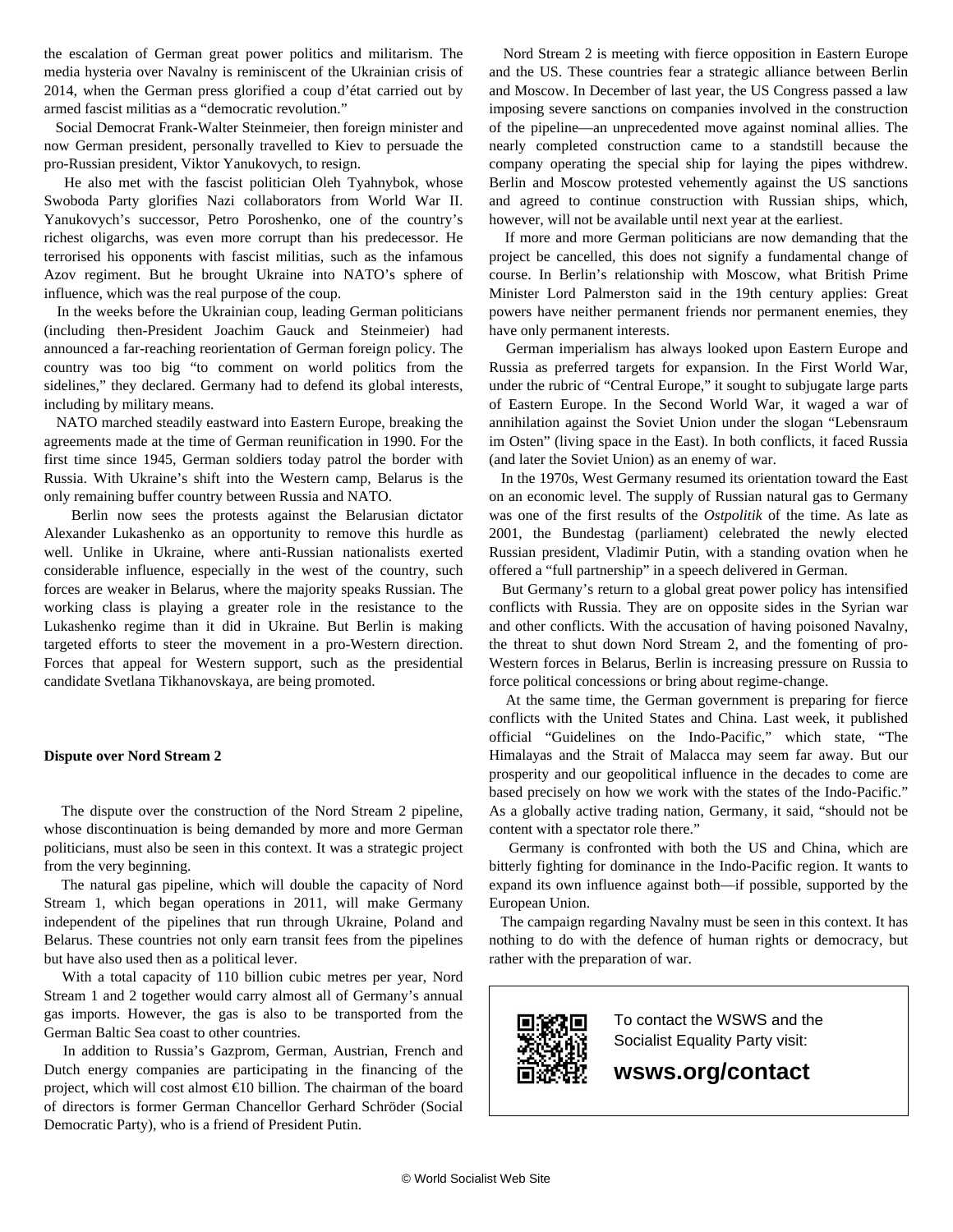the escalation of German great power politics and militarism. The media hysteria over Navalny is reminiscent of the Ukrainian crisis of 2014, when the German press glorified a coup d'état carried out by armed fascist militias as a "democratic revolution."

Social Democrat Frank-Walter Steinmeier, then foreign minister and now German president, personally travelled to Kiev to persuade the pro-Russian president, Viktor Yanukovych, to resign.

He also met with the fascist politician Oleh Tyahnybok, whose Swoboda Party glorifies Nazi collaborators from World War II. Yanukovych's successor, Petro Poroshenko, one of the country's richest oligarchs, was even more corrupt than his predecessor. He terrorised his opponents with fascist militias, such as the infamous Azov regiment. But he brought Ukraine into NATO's sphere of influence, which was the real purpose of the coup.

In the weeks before the Ukrainian coup, leading German politicians (including then-President Joachim Gauck and Steinmeier) had announced a far-reaching reorientation of German foreign policy. The country was too big "to comment on world politics from the sidelines," they declared. Germany had to defend its global interests, including by military means.

NATO marched steadily eastward into Eastern Europe, breaking the agreements made at the time of German reunification in 1990. For the first time since 1945, German soldiers today patrol the border with Russia. With Ukraine's shift into the Western camp, Belarus is the only remaining buffer country between Russia and NATO.

Berlin now sees the protests against the Belarusian dictator Alexander Lukashenko as an opportunity to remove this hurdle as well. Unlike in Ukraine, where anti-Russian nationalists exerted considerable influence, especially in the west of the country, such forces are weaker in Belarus, where the majority speaks Russian. The working class is playing a greater role in the resistance to the Lukashenko regime than it did in Ukraine. But Berlin is making targeted efforts to steer the movement in a pro-Western direction. Forces that appeal for Western support, such as the presidential candidate Svetlana Tikhanovskaya, are being promoted.

**Dispute over Nord Stream 2**

The dispute over the construction of the Nord Stream 2 pipeline, whose discontinuation is being demanded by more and more German politicians, must also be seen in this context. It was a strategic project from the very beginning.

The natural gas pipeline, which will double the capacity of Nord Stream 1, which began operations in 2011, will make Germany independent of the pipelines that run through Ukraine, Poland and Belarus. These countries not only earn transit fees from the pipelines but have also used then as a political lever.

With a total capacity of 110 billion cubic metres per year, Nord Stream 1 and 2 together would carry almost all of Germany's annual gas imports. However, the gas is also to be transported from the German Baltic Sea coast to other countries.

In addition to Russia's Gazprom, German, Austrian, French and Dutch energy companies are participating in the financing of the project, which will cost almost €10 billion. The chairman of the board of directors is former German Chancellor Gerhard Schröder (Social Democratic Party), who is a friend of President Putin.

Nord Stream 2 is meeting with fierce opposition in Eastern Europe and the US. These countries fear a strategic alliance between Berlin and Moscow. In December of last year, the US Congress passed a law imposing severe sanctions on companies involved in the construction of the pipeline—an unprecedented move against nominal allies. The nearly completed construction came to a standstill because the company operating the special ship for laying the pipes withdrew. Berlin and Moscow protested vehemently against the US sanctions and agreed to continue construction with Russian ships, which, however, will not be available until next year at the earliest.

If more and more German politicians are now demanding that the project be cancelled, this does not signify a fundamental change of course. In Berlin's relationship with Moscow, what British Prime Minister Lord Palmerston said in the 19th century applies: Great powers have neither permanent friends nor permanent enemies, they have only permanent interests.

German imperialism has always looked upon Eastern Europe and Russia as preferred targets for expansion. In the First World War, under the rubric of "Central Europe," it sought to subjugate large parts of Eastern Europe. In the Second World War, it waged a war of annihilation against the Soviet Union under the slogan "Lebensraum im Osten" (living space in the East). In both conflicts, it faced Russia (and later the Soviet Union) as an enemy of war.

In the 1970s, West Germany resumed its orientation toward the East on an economic level. The supply of Russian natural gas to Germany was one of the first results of the *Ostpolitik* of the time. As late as 2001, the Bundestag (parliament) celebrated the newly elected Russian president, Vladimir Putin, with a standing ovation when he offered a "full partnership" in a speech delivered in German.

But Germany's return to a global great power policy has intensified conflicts with Russia. They are on opposite sides in the Syrian war and other conflicts. With the accusation of having poisoned Navalny, the threat to shut down Nord Stream 2, and the fomenting of pro-Western forces in Belarus, Berlin is increasing pressure on Russia to force political concessions or bring about regime-change.

At the same time, the German government is preparing for fierce conflicts with the United States and China. Last week, it published official "Guidelines on the Indo-Pacific," which state, "The Himalayas and the Strait of Malacca may seem far away. But our prosperity and our geopolitical influence in the decades to come are based precisely on how we work with the states of the Indo-Pacific." As a globally active trading nation, Germany, it said, "should not be content with a spectator role there."

Germany is confronted with both the US and China, which are bitterly fighting for dominance in the Indo-Pacific region. It wants to expand its own influence against both—if possible, supported by the European Union.

The campaign regarding Navalny must be seen in this context. It has nothing to do with the defence of human rights or democracy, but rather with the preparation of war.

To contact the WSWS and the Socialist Equality Party visit:

**wsws.org/contact**